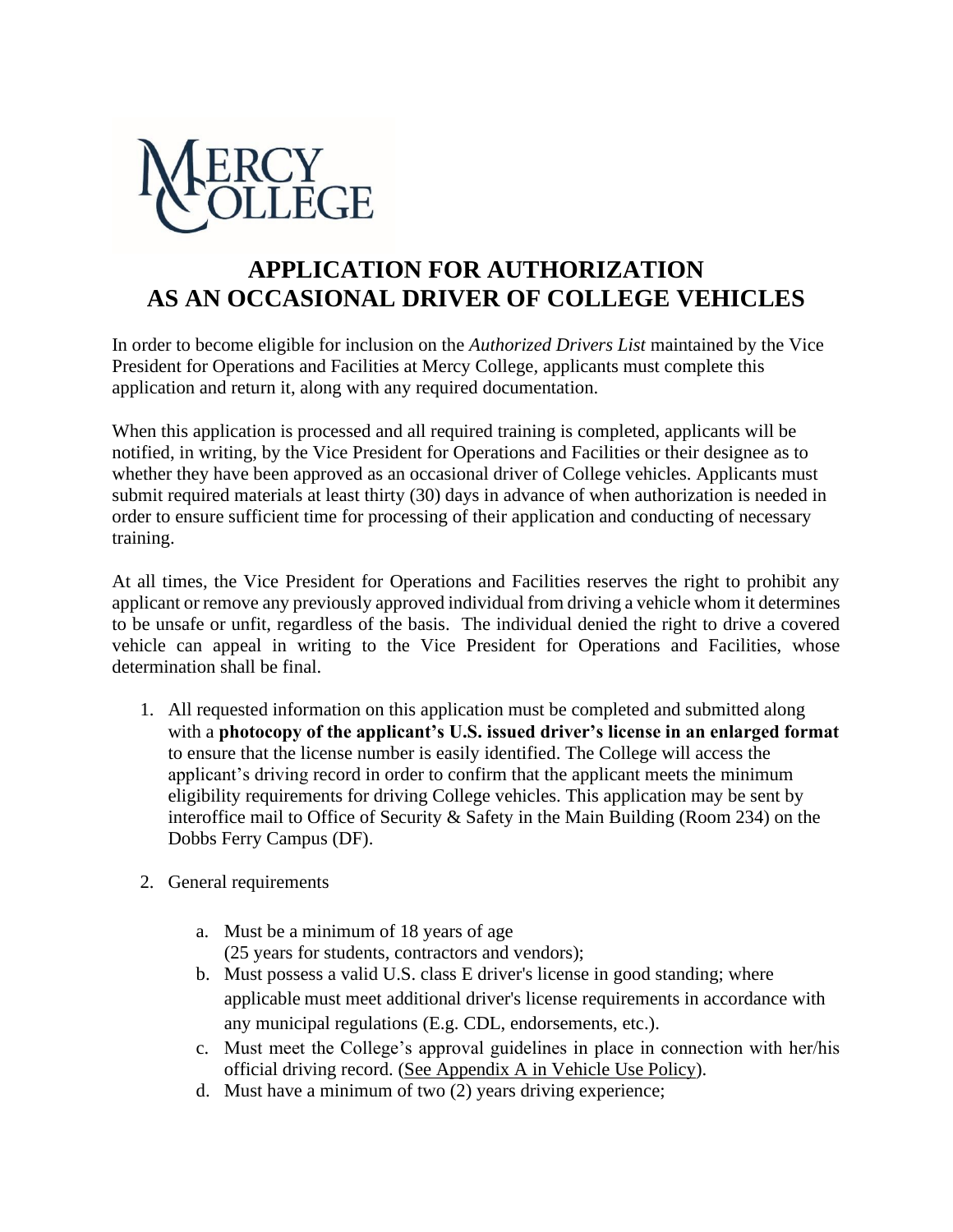MERCY COLLEGE

# APPLICATION FOR AUTHORIZATION AS AN OCCASIONAL DRIVER OF COLLEGE VEHICLES

In order to become eligible for inclusion on the *Authorized Drivers List* maintained by the Vice President for Operations and Facilities at Mercy College, applicants must complete this application and return it, along with any required documentation.

When this application is processed and all required training is completed, applicants will be notified, in writing, by the Vice President for Operations and Facilities or their designee as to whether they have been approved as an occasional driver of College vehicles. Applicants must submit required materials at least thirty (30) days in advance of when authorization is needed in order to ensure sufficient time for processing of their application and conducting of necessary training.

At all times, the Vice President for Operations and Facilities reserves the right to prohibit any applicant or remove any previously approved individual from driving a vehicle whom it determines to be unsafe or unfit, regardless of the basis. The individual denied the right to drive a covered vehicle can appeal in writing to the Vice President for Operations and Facilities, whose determination shall be final.

1. All requested information on this application must be completed and submitted along with a **photocopy of the applicant's U.S. issued driver's license in an enlarged format** to ensure that the license number is easily identified. The College will access the applicant's driving record in order to confirm that the applicant meets the minimum eligibility requirements for driving College vehicles. This application may be sent by interoffice mail to Office of Security & Safety in the Main Building (Room 234) on the Dobbs Ferry Campus (DF).

2. General requirements

   a. Must be a minimum of 18 years of age (25 years for students, contractors and vendors);
   b. Must possess a valid U.S. class E driver's license in good standing; where applicable must meet additional driver's license requirements in accordance with any municipal regulations (E.g. CDL, endorsements, etc.).
   c. Must meet the College's approval guidelines in place in connection with her/his official driving record. (See Appendix A in Vehicle Use Policy).
   d. Must have a minimum of two (2) years driving experience;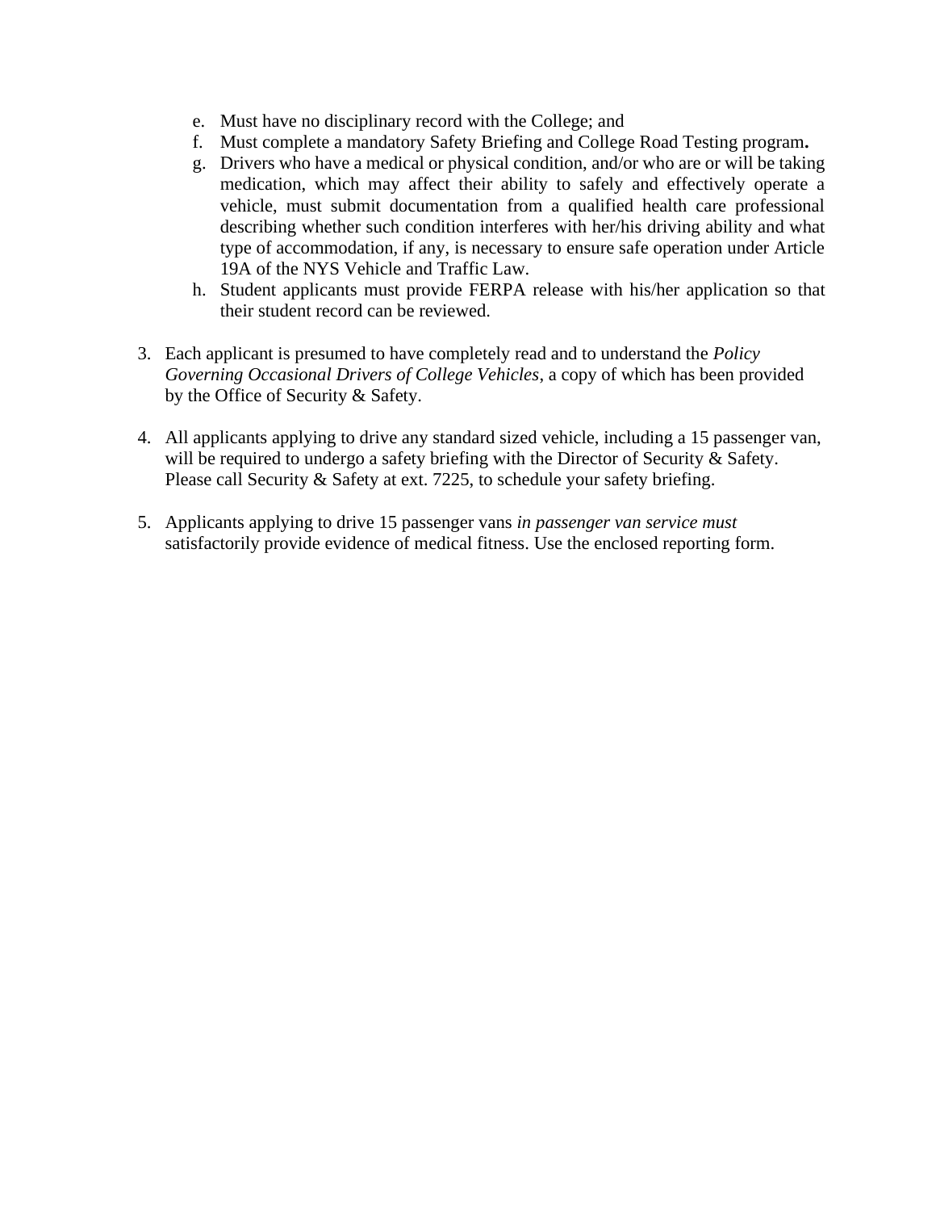e. Must have no disciplinary record with the College; and
   f. Must complete a mandatory Safety Briefing and College Road Testing program**.**
   g. Drivers who have a medical or physical condition, and/or who are or will be taking medication, which may affect their ability to safely and effectively operate a vehicle, must submit documentation from a qualified health care professional describing whether such condition interferes with her/his driving ability and what type of accommodation, if any, is necessary to ensure safe operation under Article 19A of the NYS Vehicle and Traffic Law.
   h. Student applicants must provide FERPA release with his/her application so that their student record can be reviewed.

3. Each applicant is presumed to have completely read and to understand the *Policy Governing Occasional Drivers of College Vehicles*, a copy of which has been provided by the Office of Security & Safety.

4. All applicants applying to drive any standard sized vehicle, including a 15 passenger van, will be required to undergo a safety briefing with the Director of Security & Safety. Please call Security & Safety at ext. 7225, to schedule your safety briefing.

5. Applicants applying to drive 15 passenger vans *in passenger van service must* satisfactorily provide evidence of medical fitness. Use the enclosed reporting form.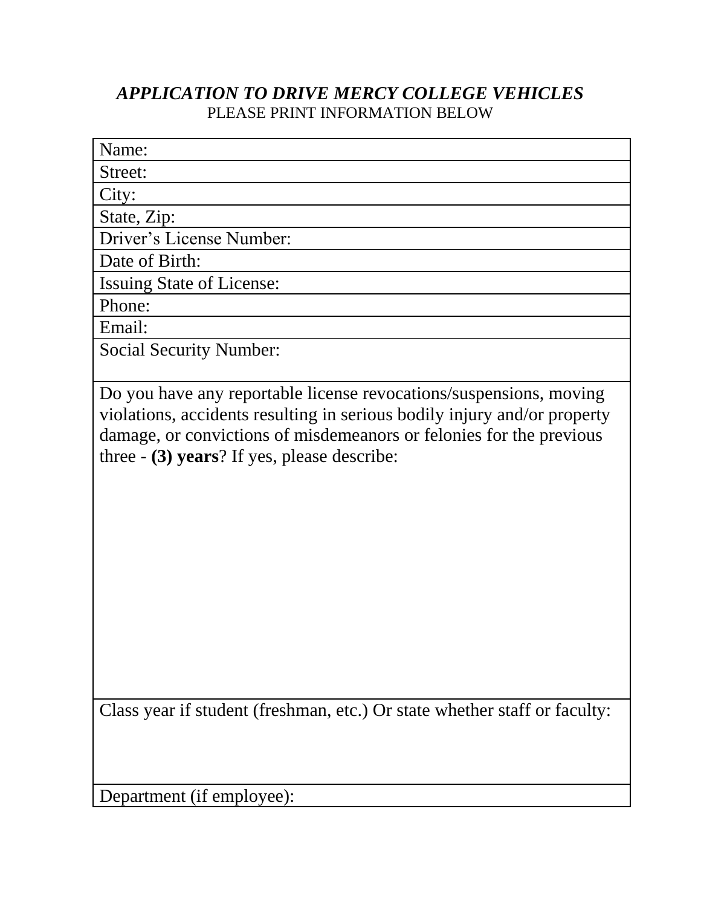## *APPLICATION TO DRIVE MERCY COLLEGE VEHICLES*

PLEASE PRINT INFORMATION BELOW

| Name: |
|---|
| Street: |
| City: |
| State, Zip: |
| Driver's License Number: |
| Date of Birth: |
| Issuing State of License: |
| Phone: |
| Email: |
| Social Security Number: |
| Do you have any reportable license revocations/suspensions, moving violations, accidents resulting in serious bodily injury and/or property damage, or convictions of misdemeanors or felonies for the previous three - **(3) years**? If yes, please describe: |
| Class year if student (freshman, etc.) Or state whether staff or faculty: |
| Department (if employee): |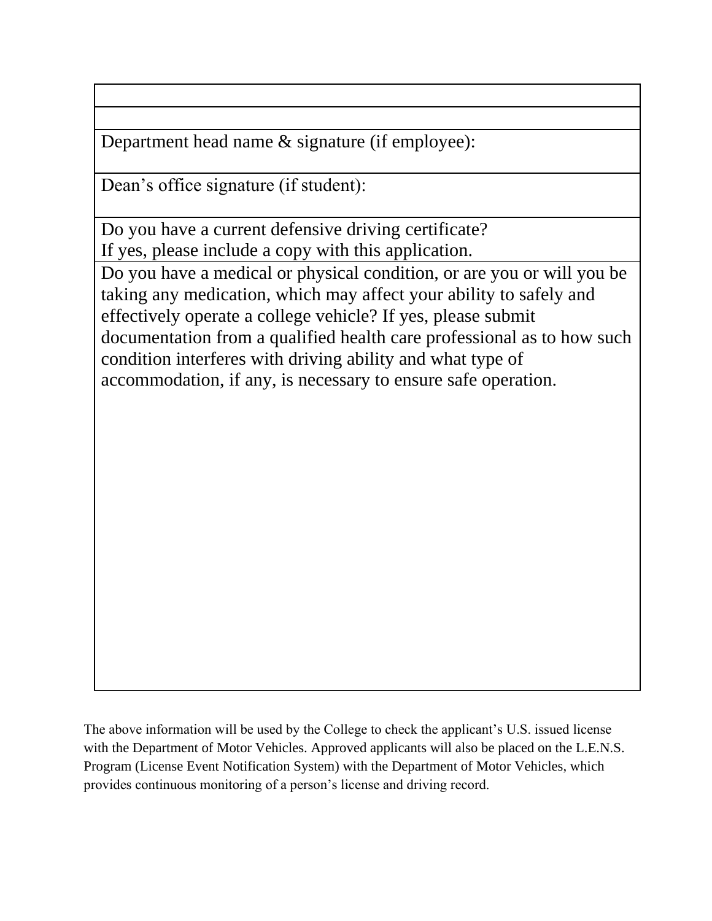| |
|---|
| |
| |
| Department head name & signature (if employee): |
| Dean's office signature (if student): |
| Do you have a current defensive driving certificate?<br>If yes, please include a copy with this application. |
| Do you have a medical or physical condition, or are you or will you be taking any medication, which may affect your ability to safely and effectively operate a college vehicle? If yes, please submit documentation from a qualified health care professional as to how such condition interferes with driving ability and what type of accommodation, if any, is necessary to ensure safe operation. |

The above information will be used by the College to check the applicant's U.S. issued license with the Department of Motor Vehicles. Approved applicants will also be placed on the L.E.N.S. Program (License Event Notification System) with the Department of Motor Vehicles, which provides continuous monitoring of a person's license and driving record.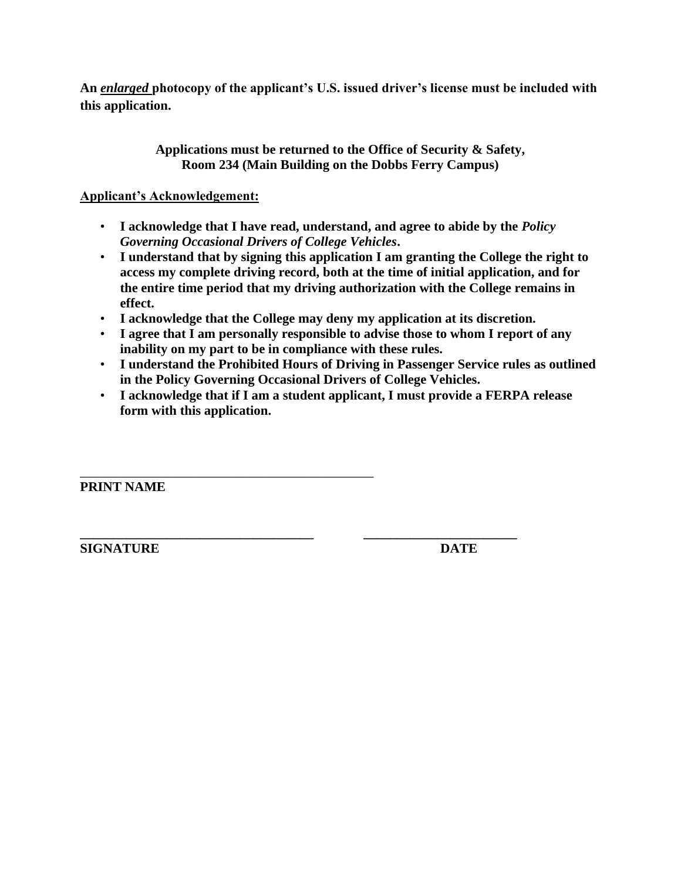**An *enlarged* photocopy of the applicant's U.S. issued driver's license must be included with this application.**

**Applications must be returned to the Office of Security & Safety,**
**Room 234 (Main Building on the Dobbs Ferry Campus)**

**Applicant's Acknowledgement:**

- **I acknowledge that I have read, understand, and agree to abide by the *Policy Governing Occasional Drivers of College Vehicles*.**
- **I understand that by signing this application I am granting the College the right to access my complete driving record, both at the time of initial application, and for the entire time period that my driving authorization with the College remains in effect.**
- **I acknowledge that the College may deny my application at its discretion.**
- **I agree that I am personally responsible to advise those to whom I report of any inability on my part to be in compliance with these rules.**
- **I understand the Prohibited Hours of Driving in Passenger Service rules as outlined in the Policy Governing Occasional Drivers of College Vehicles.**
- **I acknowledge that if I am a student applicant, I must provide a FERPA release form with this application.**

_____________________________________________
**PRINT NAME**

____________________________________ ________________________
**SIGNATURE** **DATE**